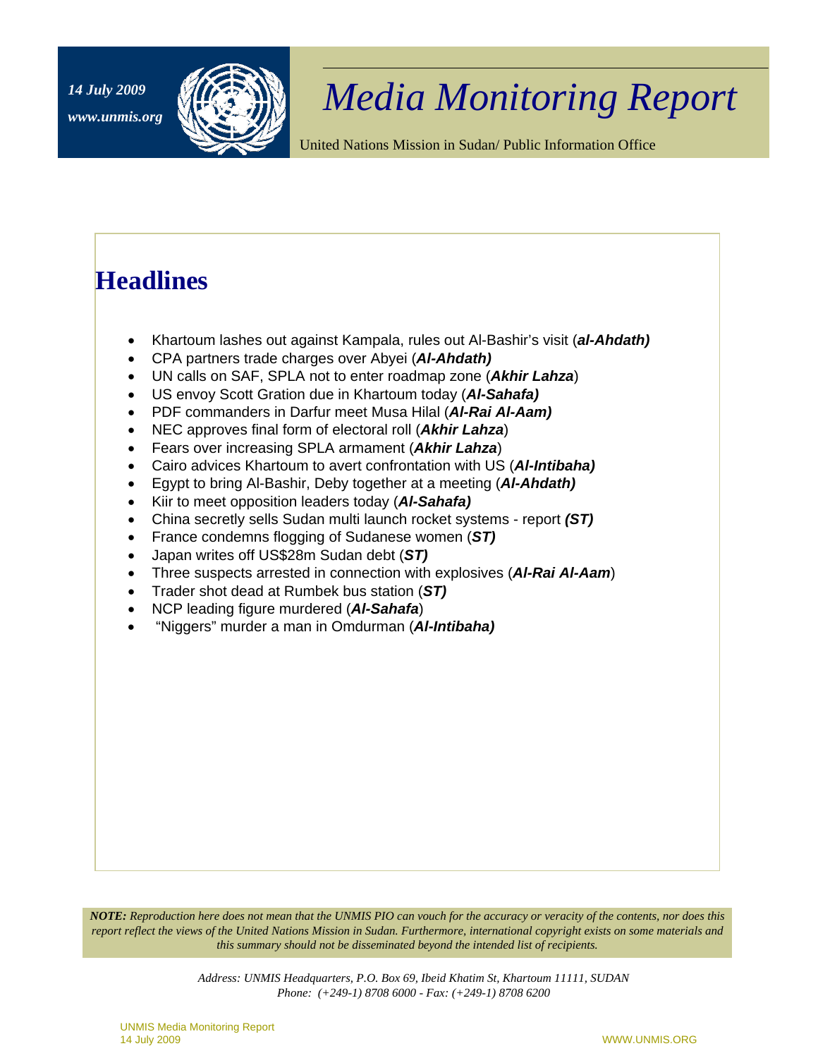14 July 2009

www.unmis.org

# Media Monitoring Report

United Nations Mission in Sudan/ Public Information Office

## Headlines

- Khartoum lashes out against Kampala, rules out Al-Bashir's visit (***al-Ahdath)***
- CPA partners trade charges over Abyei (***Al-Ahdath)***
- UN calls on SAF, SPLA not to enter roadmap zone (***Akhir Lahza***)
- US envoy Scott Gration due in Khartoum today (***Al-Sahafa)***
- PDF commanders in Darfur meet Musa Hilal (***Al-Rai Al-Aam)***
- NEC approves final form of electoral roll (***Akhir Lahza***)
- Fears over increasing SPLA armament (***Akhir Lahza***)
- Cairo advices Khartoum to avert confrontation with US (***Al-Intibaha)***
- Egypt to bring Al-Bashir, Deby together at a meeting (***Al-Ahdath)***
- Kiir to meet opposition leaders today (***Al-Sahafa)***
- China secretly sells Sudan multi launch rocket systems - report ***(ST)***
- France condemns flogging of Sudanese women (***ST)***
- Japan writes off US$28m Sudan debt (***ST)***
- Three suspects arrested in connection with explosives (***Al-Rai Al-Aam***)
- Trader shot dead at Rumbek bus station (***ST)***
- NCP leading figure murdered (***Al-Sahafa***)
- "Niggers" murder a man in Omdurman (***Al-Intibaha)***

***NOTE:*** *Reproduction here does not mean that the UNMIS PIO can vouch for the accuracy or veracity of the contents, nor does this report reflect the views of the United Nations Mission in Sudan. Furthermore, international copyright exists on some materials and this summary should not be disseminated beyond the intended list of recipients.*

*Address: UNMIS Headquarters, P.O. Box 69, Ibeid Khatim St, Khartoum 11111, SUDAN*
*Phone: (+249-1) 8708 6000 - Fax: (+249-1) 8708 6200*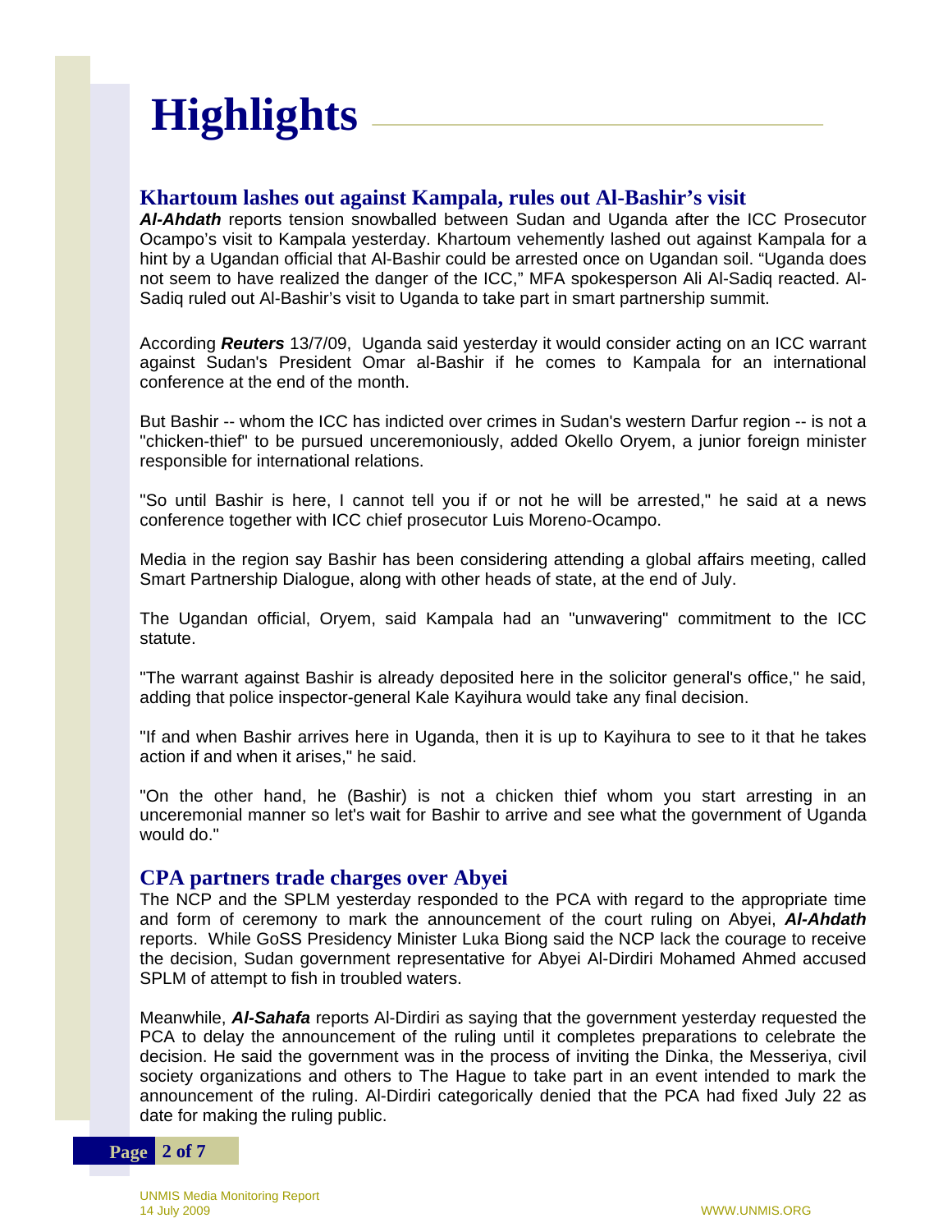# Highlights

## Khartoum lashes out against Kampala, rules out Al-Bashir's visit

***Al-Ahdath*** reports tension snowballed between Sudan and Uganda after the ICC Prosecutor Ocampo's visit to Kampala yesterday. Khartoum vehemently lashed out against Kampala for a hint by a Ugandan official that Al-Bashir could be arrested once on Ugandan soil. "Uganda does not seem to have realized the danger of the ICC," MFA spokesperson Ali Al-Sadiq reacted. Al-Sadiq ruled out Al-Bashir's visit to Uganda to take part in smart partnership summit.

According ***Reuters*** 13/7/09, Uganda said yesterday it would consider acting on an ICC warrant against Sudan's President Omar al-Bashir if he comes to Kampala for an international conference at the end of the month.

But Bashir -- whom the ICC has indicted over crimes in Sudan's western Darfur region -- is not a "chicken-thief" to be pursued unceremoniously, added Okello Oryem, a junior foreign minister responsible for international relations.

"So until Bashir is here, I cannot tell you if or not he will be arrested," he said at a news conference together with ICC chief prosecutor Luis Moreno-Ocampo.

Media in the region say Bashir has been considering attending a global affairs meeting, called Smart Partnership Dialogue, along with other heads of state, at the end of July.

The Ugandan official, Oryem, said Kampala had an "unwavering" commitment to the ICC statute.

"The warrant against Bashir is already deposited here in the solicitor general's office," he said, adding that police inspector-general Kale Kayihura would take any final decision.

"If and when Bashir arrives here in Uganda, then it is up to Kayihura to see to it that he takes action if and when it arises," he said.

"On the other hand, he (Bashir) is not a chicken thief whom you start arresting in an unceremonial manner so let's wait for Bashir to arrive and see what the government of Uganda would do."

## CPA partners trade charges over Abyei

The NCP and the SPLM yesterday responded to the PCA with regard to the appropriate time and form of ceremony to mark the announcement of the court ruling on Abyei, ***Al-Ahdath*** reports. While GoSS Presidency Minister Luka Biong said the NCP lack the courage to receive the decision, Sudan government representative for Abyei Al-Dirdiri Mohamed Ahmed accused SPLM of attempt to fish in troubled waters.

Meanwhile, ***Al-Sahafa*** reports Al-Dirdiri as saying that the government yesterday requested the PCA to delay the announcement of the ruling until it completes preparations to celebrate the decision. He said the government was in the process of inviting the Dinka, the Messeriya, civil society organizations and others to The Hague to take part in an event intended to mark the announcement of the ruling. Al-Dirdiri categorically denied that the PCA had fixed July 22 as date for making the ruling public.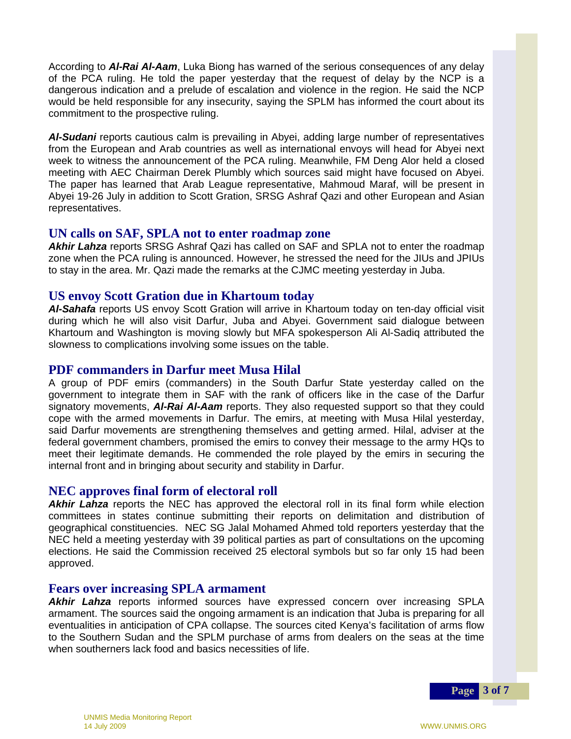According to ***Al-Rai Al-Aam***, Luka Biong has warned of the serious consequences of any delay of the PCA ruling. He told the paper yesterday that the request of delay by the NCP is a dangerous indication and a prelude of escalation and violence in the region. He said the NCP would be held responsible for any insecurity, saying the SPLM has informed the court about its commitment to the prospective ruling.

***Al-Sudani*** reports cautious calm is prevailing in Abyei, adding large number of representatives from the European and Arab countries as well as international envoys will head for Abyei next week to witness the announcement of the PCA ruling. Meanwhile, FM Deng Alor held a closed meeting with AEC Chairman Derek Plumbly which sources said might have focused on Abyei. The paper has learned that Arab League representative, Mahmoud Maraf, will be present in Abyei 19-26 July in addition to Scott Gration, SRSG Ashraf Qazi and other European and Asian representatives.

## UN calls on SAF, SPLA not to enter roadmap zone

***Akhir Lahza*** reports SRSG Ashraf Qazi has called on SAF and SPLA not to enter the roadmap zone when the PCA ruling is announced. However, he stressed the need for the JIUs and JPIUs to stay in the area. Mr. Qazi made the remarks at the CJMC meeting yesterday in Juba.

## US envoy Scott Gration due in Khartoum today

***Al-Sahafa*** reports US envoy Scott Gration will arrive in Khartoum today on ten-day official visit during which he will also visit Darfur, Juba and Abyei. Government said dialogue between Khartoum and Washington is moving slowly but MFA spokesperson Ali Al-Sadiq attributed the slowness to complications involving some issues on the table.

## PDF commanders in Darfur meet Musa Hilal

A group of PDF emirs (commanders) in the South Darfur State yesterday called on the government to integrate them in SAF with the rank of officers like in the case of the Darfur signatory movements, ***Al-Rai Al-Aam*** reports. They also requested support so that they could cope with the armed movements in Darfur. The emirs, at meeting with Musa Hilal yesterday, said Darfur movements are strengthening themselves and getting armed. Hilal, adviser at the federal government chambers, promised the emirs to convey their message to the army HQs to meet their legitimate demands. He commended the role played by the emirs in securing the internal front and in bringing about security and stability in Darfur.

## NEC approves final form of electoral roll

***Akhir Lahza*** reports the NEC has approved the electoral roll in its final form while election committees in states continue submitting their reports on delimitation and distribution of geographical constituencies. NEC SG Jalal Mohamed Ahmed told reporters yesterday that the NEC held a meeting yesterday with 39 political parties as part of consultations on the upcoming elections. He said the Commission received 25 electoral symbols but so far only 15 had been approved.

## Fears over increasing SPLA armament

***Akhir Lahza*** reports informed sources have expressed concern over increasing SPLA armament. The sources said the ongoing armament is an indication that Juba is preparing for all eventualities in anticipation of CPA collapse. The sources cited Kenya's facilitation of arms flow to the Southern Sudan and the SPLM purchase of arms from dealers on the seas at the time when southerners lack food and basics necessities of life.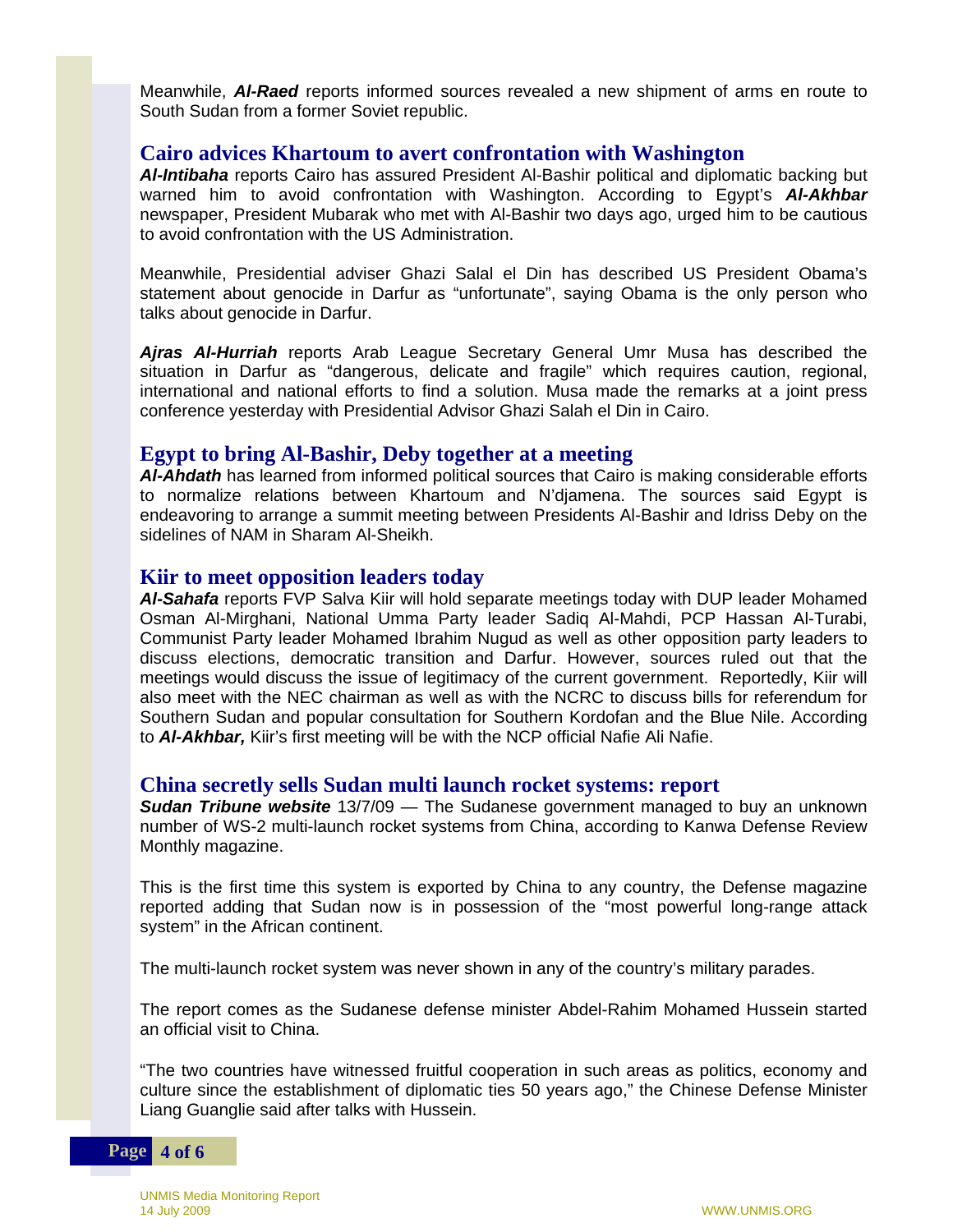Meanwhile, ***Al-Raed*** reports informed sources revealed a new shipment of arms en route to South Sudan from a former Soviet republic.

## Cairo advices Khartoum to avert confrontation with Washington

***Al-Intibaha*** reports Cairo has assured President Al-Bashir political and diplomatic backing but warned him to avoid confrontation with Washington. According to Egypt's ***Al-Akhbar*** newspaper, President Mubarak who met with Al-Bashir two days ago, urged him to be cautious to avoid confrontation with the US Administration.

Meanwhile, Presidential adviser Ghazi Salal el Din has described US President Obama's statement about genocide in Darfur as "unfortunate", saying Obama is the only person who talks about genocide in Darfur.

***Ajras Al-Hurriah*** reports Arab League Secretary General Umr Musa has described the situation in Darfur as "dangerous, delicate and fragile" which requires caution, regional, international and national efforts to find a solution. Musa made the remarks at a joint press conference yesterday with Presidential Advisor Ghazi Salah el Din in Cairo.

## Egypt to bring Al-Bashir, Deby together at a meeting

***Al-Ahdath*** has learned from informed political sources that Cairo is making considerable efforts to normalize relations between Khartoum and N'djamena. The sources said Egypt is endeavoring to arrange a summit meeting between Presidents Al-Bashir and Idriss Deby on the sidelines of NAM in Sharam Al-Sheikh.

## Kiir to meet opposition leaders today

***Al-Sahafa*** reports FVP Salva Kiir will hold separate meetings today with DUP leader Mohamed Osman Al-Mirghani, National Umma Party leader Sadiq Al-Mahdi, PCP Hassan Al-Turabi, Communist Party leader Mohamed Ibrahim Nugud as well as other opposition party leaders to discuss elections, democratic transition and Darfur. However, sources ruled out that the meetings would discuss the issue of legitimacy of the current government. Reportedly, Kiir will also meet with the NEC chairman as well as with the NCRC to discuss bills for referendum for Southern Sudan and popular consultation for Southern Kordofan and the Blue Nile. According to ***Al-Akhbar,*** Kiir's first meeting will be with the NCP official Nafie Ali Nafie.

## China secretly sells Sudan multi launch rocket systems: report

***Sudan Tribune website*** 13/7/09 — The Sudanese government managed to buy an unknown number of WS-2 multi-launch rocket systems from China, according to Kanwa Defense Review Monthly magazine.

This is the first time this system is exported by China to any country, the Defense magazine reported adding that Sudan now is in possession of the "most powerful long-range attack system" in the African continent.

The multi-launch rocket system was never shown in any of the country's military parades.

The report comes as the Sudanese defense minister Abdel-Rahim Mohamed Hussein started an official visit to China.

"The two countries have witnessed fruitful cooperation in such areas as politics, economy and culture since the establishment of diplomatic ties 50 years ago," the Chinese Defense Minister Liang Guanglie said after talks with Hussein.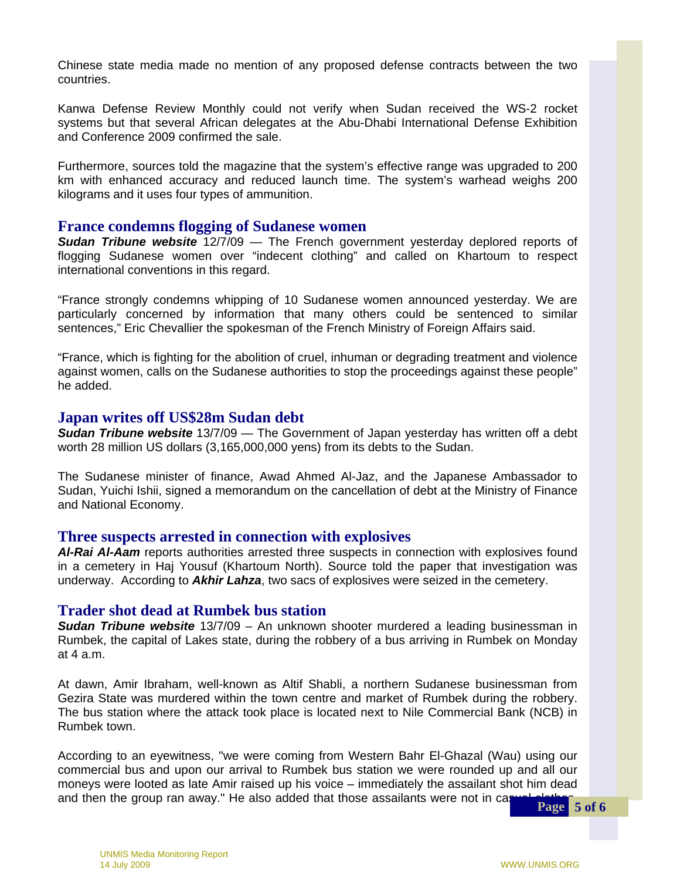Chinese state media made no mention of any proposed defense contracts between the two countries.

Kanwa Defense Review Monthly could not verify when Sudan received the WS-2 rocket systems but that several African delegates at the Abu-Dhabi International Defense Exhibition and Conference 2009 confirmed the sale.

Furthermore, sources told the magazine that the system's effective range was upgraded to 200 km with enhanced accuracy and reduced launch time. The system's warhead weighs 200 kilograms and it uses four types of ammunition.

## France condemns flogging of Sudanese women

***Sudan Tribune website*** 12/7/09 — The French government yesterday deplored reports of flogging Sudanese women over "indecent clothing" and called on Khartoum to respect international conventions in this regard.

"France strongly condemns whipping of 10 Sudanese women announced yesterday. We are particularly concerned by information that many others could be sentenced to similar sentences," Eric Chevallier the spokesman of the French Ministry of Foreign Affairs said.

"France, which is fighting for the abolition of cruel, inhuman or degrading treatment and violence against women, calls on the Sudanese authorities to stop the proceedings against these people" he added.

## Japan writes off US$28m Sudan debt

***Sudan Tribune website*** 13/7/09 — The Government of Japan yesterday has written off a debt worth 28 million US dollars (3,165,000,000 yens) from its debts to the Sudan.

The Sudanese minister of finance, Awad Ahmed Al-Jaz, and the Japanese Ambassador to Sudan, Yuichi Ishii, signed a memorandum on the cancellation of debt at the Ministry of Finance and National Economy.

## Three suspects arrested in connection with explosives

***Al-Rai Al-Aam*** reports authorities arrested three suspects in connection with explosives found in a cemetery in Haj Yousuf (Khartoum North). Source told the paper that investigation was underway. According to ***Akhir Lahza***, two sacs of explosives were seized in the cemetery.

## Trader shot dead at Rumbek bus station

***Sudan Tribune website*** 13/7/09 – An unknown shooter murdered a leading businessman in Rumbek, the capital of Lakes state, during the robbery of a bus arriving in Rumbek on Monday at 4 a.m.

At dawn, Amir Ibraham, well-known as Altif Shabli, a northern Sudanese businessman from Gezira State was murdered within the town centre and market of Rumbek during the robbery. The bus station where the attack took place is located next to Nile Commercial Bank (NCB) in Rumbek town.

According to an eyewitness, "we were coming from Western Bahr El-Ghazal (Wau) using our commercial bus and upon our arrival to Rumbek bus station we were rounded up and all our moneys were looted as late Amir raised up his voice – immediately the assailant shot him dead and then the group ran away." He also added that those assailants were not in casual clothes.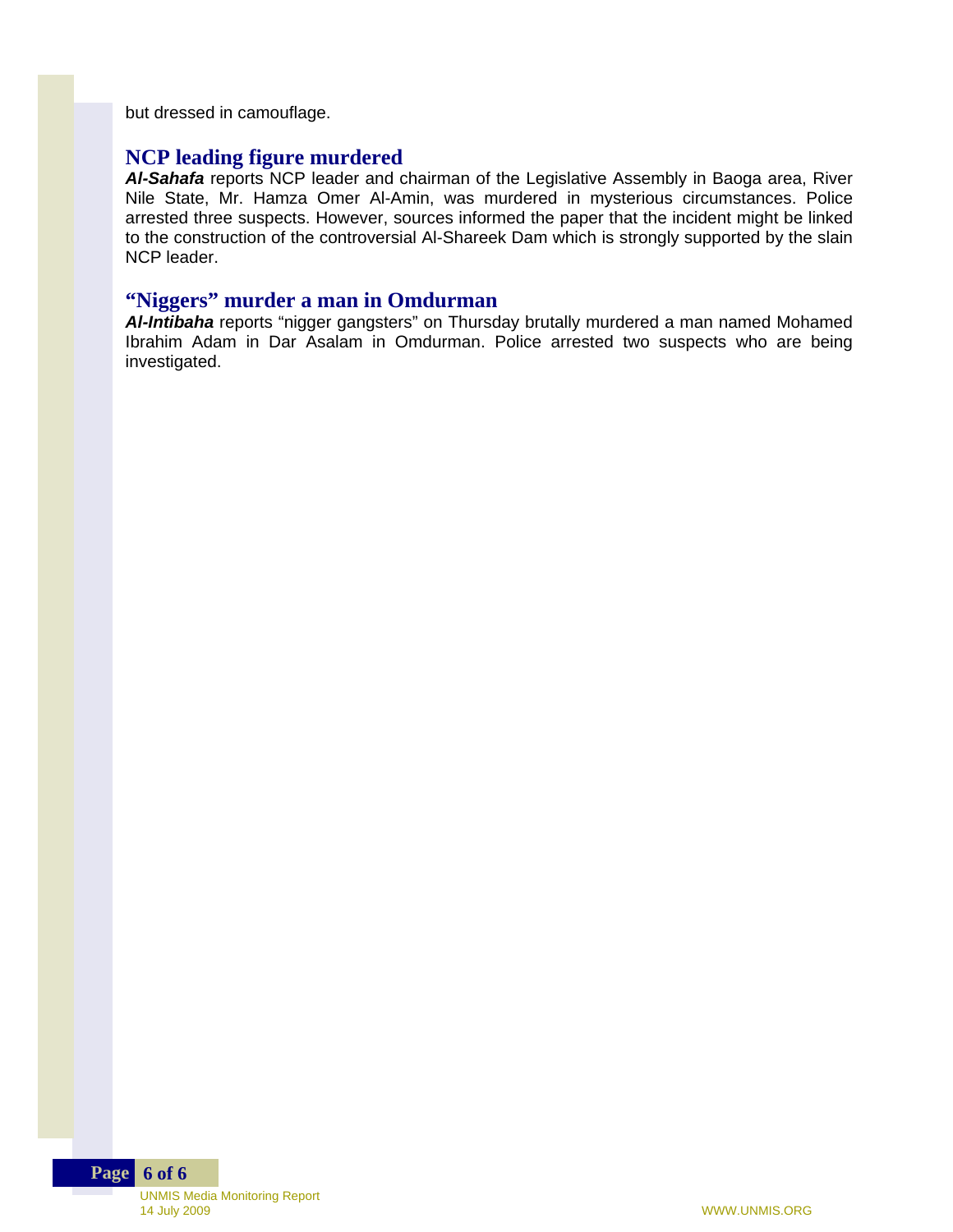but dressed in camouflage.

### NCP leading figure murdered

***Al-Sahafa*** reports NCP leader and chairman of the Legislative Assembly in Baoga area, River Nile State, Mr. Hamza Omer Al-Amin, was murdered in mysterious circumstances. Police arrested three suspects. However, sources informed the paper that the incident might be linked to the construction of the controversial Al-Shareek Dam which is strongly supported by the slain NCP leader.

### "Niggers" murder a man in Omdurman

***Al-Intibaha*** reports "nigger gangsters" on Thursday brutally murdered a man named Mohamed Ibrahim Adam in Dar Asalam in Omdurman. Police arrested two suspects who are being investigated.